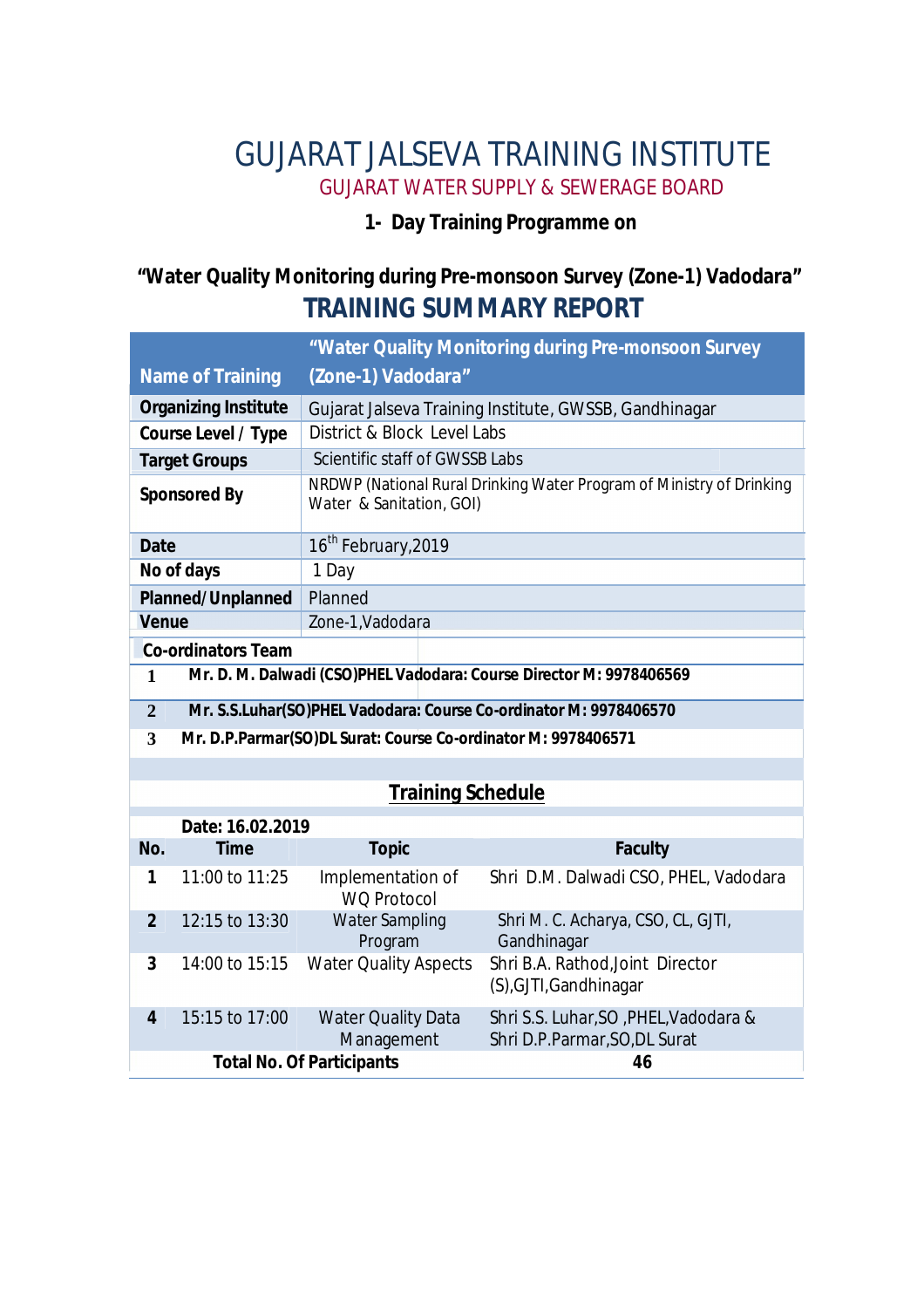# GUJARAT JALSEVA TRAINING INSTITUTE

## GUJARAT WATER SUPPLY & SEWERAGE BOARD

### 1- Day Training Programme on

### "Water Quality Monitoring during Pre-monsoon Survey (Zone-1) Vadodara"

## TRAINING SUMMARY REPORT

| Name of Training | "Water Quality Monitoring during Pre-monsoon Survey (Zone-1) Vadodara" |
|---|---|
| **Organizing Institute** | Gujarat Jalseva Training Institute, GWSSB, Gandhinagar |
| **Course Level / Type** | District & Block Level Labs |
| **Target Groups** | Scientific staff of GWSSB Labs |
| **Sponsored By** | NRDWP (National Rural Drinking Water Program of Ministry of Drinking Water & Sanitation, GOI) |
| **Date** | 16th February,2019 |
| **No of days** | 1 Day |
| **Planned/Unplanned** | Planned |
| **Venue** | Zone-1,Vadodara |

**Co-ordinators Team**

| | |
|---|---|
| 1 | **Mr. D. M. Dalwadi (CSO)PHEL Vadodara: Course Director M: 9978406569** |
| 2 | **Mr. S.S.Luhar(SO)PHEL Vadodara: Course Co-ordinator M: 9978406570** |
| 3 | **Mr. D.P.Parmar(SO)DL Surat: Course Co-ordinator M: 9978406571** |

**Training Schedule**

**Date: 16.02.2019**

| No. | Time | Topic | Faculty |
|---|---|---|---|
| 1 | 11:00 to 11:25 | Implementation of WQ Protocol | Shri D.M. Dalwadi CSO, PHEL, Vadodara |
| 2 | 12:15 to 13:30 | Water Sampling Program | Shri M. C. Acharya, CSO, CL, GJTI, Gandhinagar |
| 3 | 14:00 to 15:15 | Water Quality Aspects | Shri B.A. Rathod,Joint Director (S),GJTI,Gandhinagar |
| 4 | 15:15 to 17:00 | Water Quality Data Management | Shri S.S. Luhar,SO ,PHEL,Vadodara & Shri D.P.Parmar,SO,DL Surat |
| | **Total No. Of Participants** | | **46** |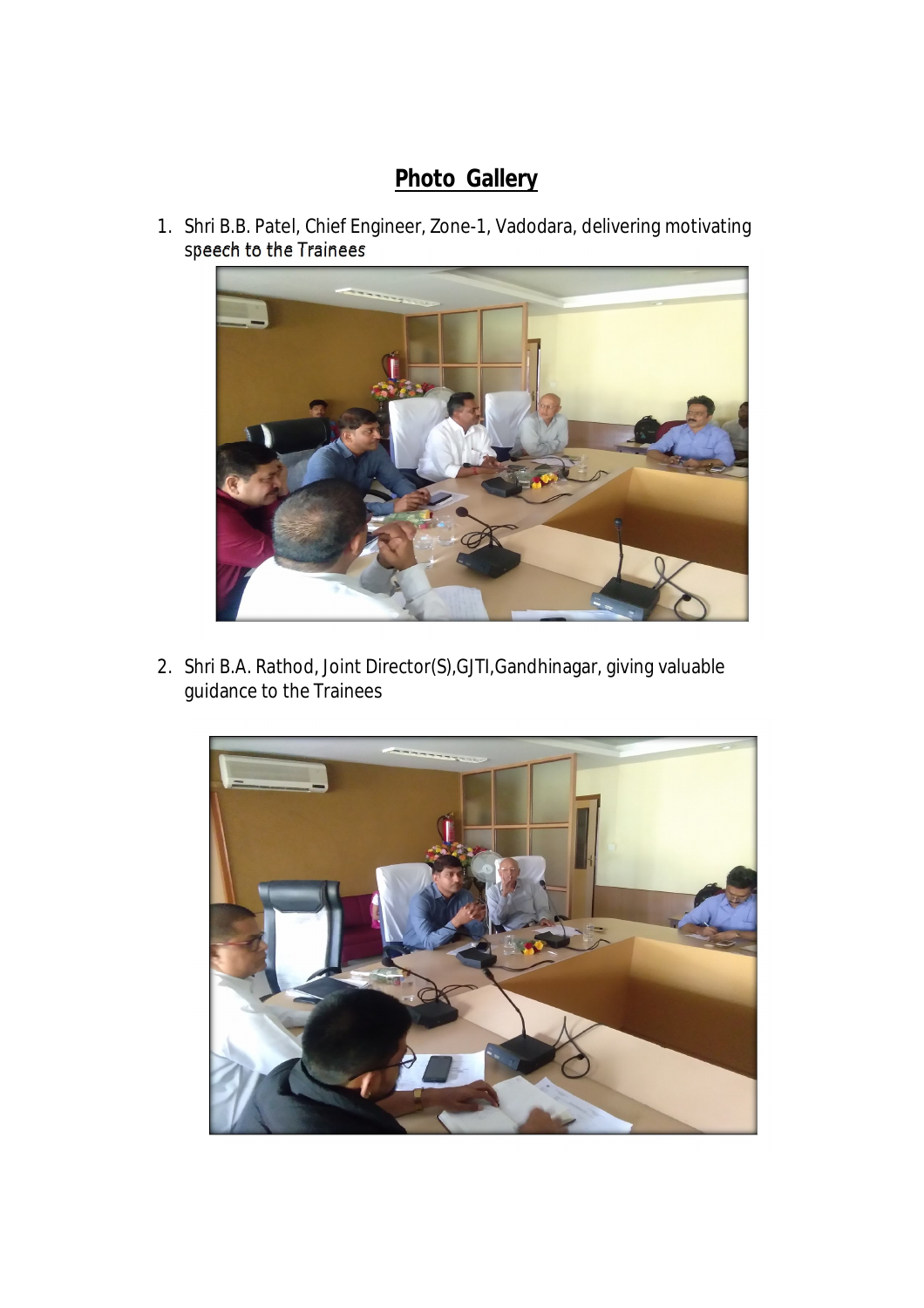# **Photo Gallery**

1. Shri B.B. Patel, Chief Engineer, Zone-1, Vadodara, delivering motivating speech to the Trainees

2. Shri B.A. Rathod, Joint Director(S),GJTI,Gandhinagar, giving valuable guidance to the Trainees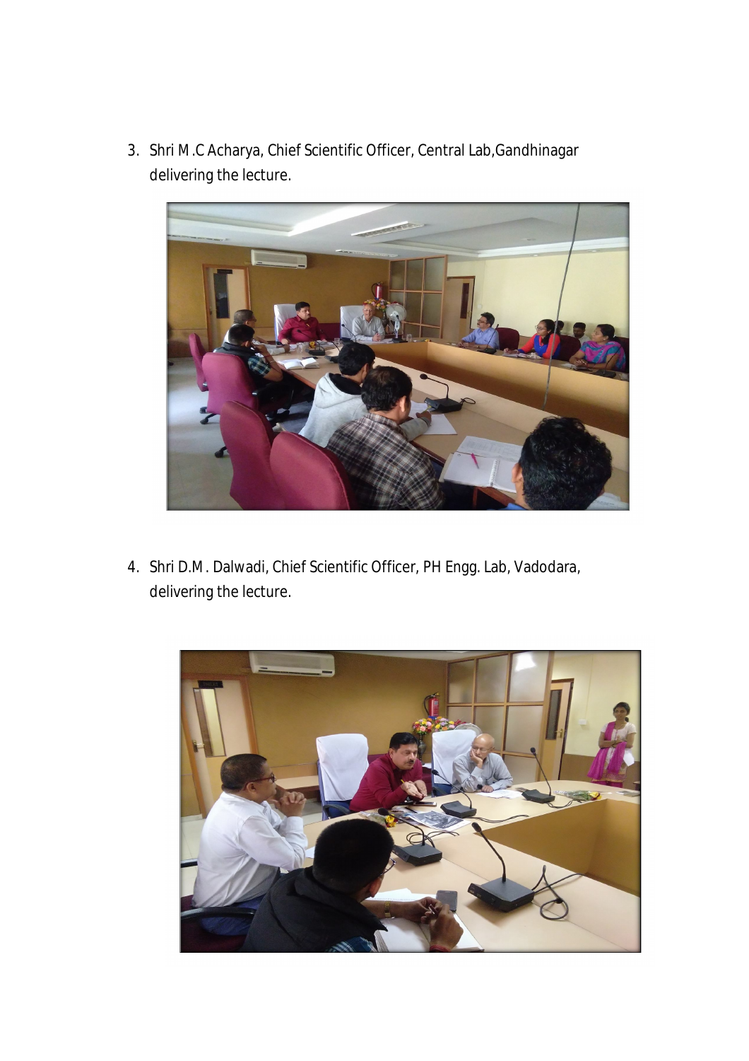3. Shri M.C Acharya, Chief Scientific Officer, Central Lab,Gandhinagar delivering the lecture.

4. Shri D.M. Dalwadi, Chief Scientific Officer, PH Engg. Lab, Vadodara, delivering the lecture.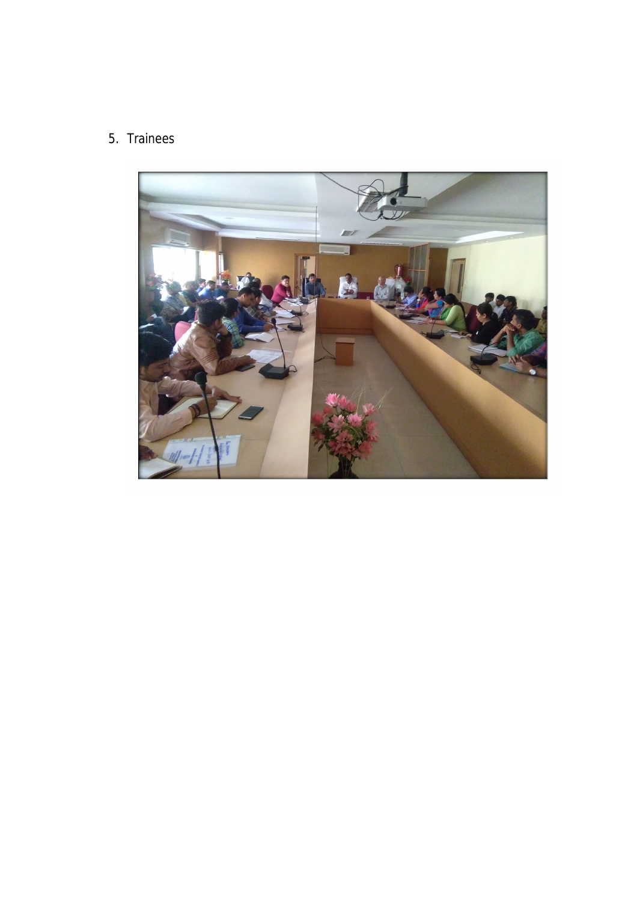5. Trainees